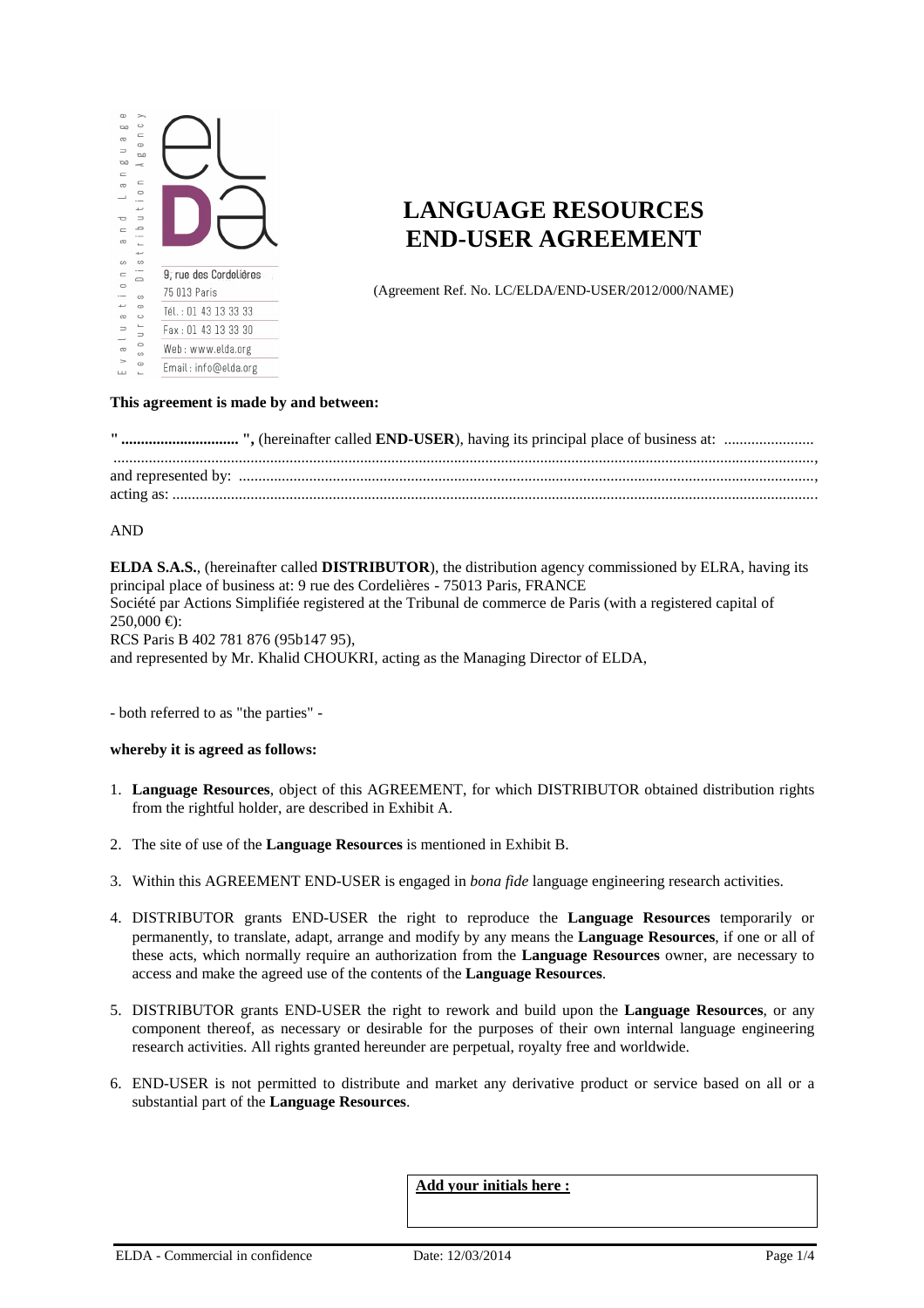Evaluations and Language resources Distribution Agency

9, rue des Cordelières
75 013 Paris
Tél. : 01 43 13 33 33
Fax : 01 43 13 33 30
Web : www.elda.org
Email : info@elda.org

# LANGUAGE RESOURCES END-USER AGREEMENT

(Agreement Ref. No. LC/ELDA/END-USER/2012/000/NAME)

**This agreement is made by and between:**

**" ............................ ",** (hereinafter called **END-USER**), having its principal place of business at: ....................... ..............................................................................................................................................................,
and represented by: ..............................................................................................................................,
acting as: ..................................................................................................................................................

AND

**ELDA S.A.S.**, (hereinafter called **DISTRIBUTOR**), the distribution agency commissioned by ELRA, having its principal place of business at: 9 rue des Cordelières - 75013 Paris, FRANCE
Société par Actions Simplifiée registered at the Tribunal de commerce de Paris (with a registered capital of 250,000 €):
RCS Paris B 402 781 876 (95b147 95),
and represented by Mr. Khalid CHOUKRI, acting as the Managing Director of ELDA,

- both referred to as "the parties" -

**whereby it is agreed as follows:**

1. **Language Resources**, object of this AGREEMENT, for which DISTRIBUTOR obtained distribution rights from the rightful holder, are described in Exhibit A.
2. The site of use of the **Language Resources** is mentioned in Exhibit B.
3. Within this AGREEMENT END-USER is engaged in *bona fide* language engineering research activities.
4. DISTRIBUTOR grants END-USER the right to reproduce the **Language Resources** temporarily or permanently, to translate, adapt, arrange and modify by any means the **Language Resources**, if one or all of these acts, which normally require an authorization from the **Language Resources** owner, are necessary to access and make the agreed use of the contents of the **Language Resources**.
5. DISTRIBUTOR grants END-USER the right to rework and build upon the **Language Resources**, or any component thereof, as necessary or desirable for the purposes of their own internal language engineering research activities. All rights granted hereunder are perpetual, royalty free and worldwide.
6. END-USER is not permitted to distribute and market any derivative product or service based on all or a substantial part of the **Language Resources**.

**Add your initials here :**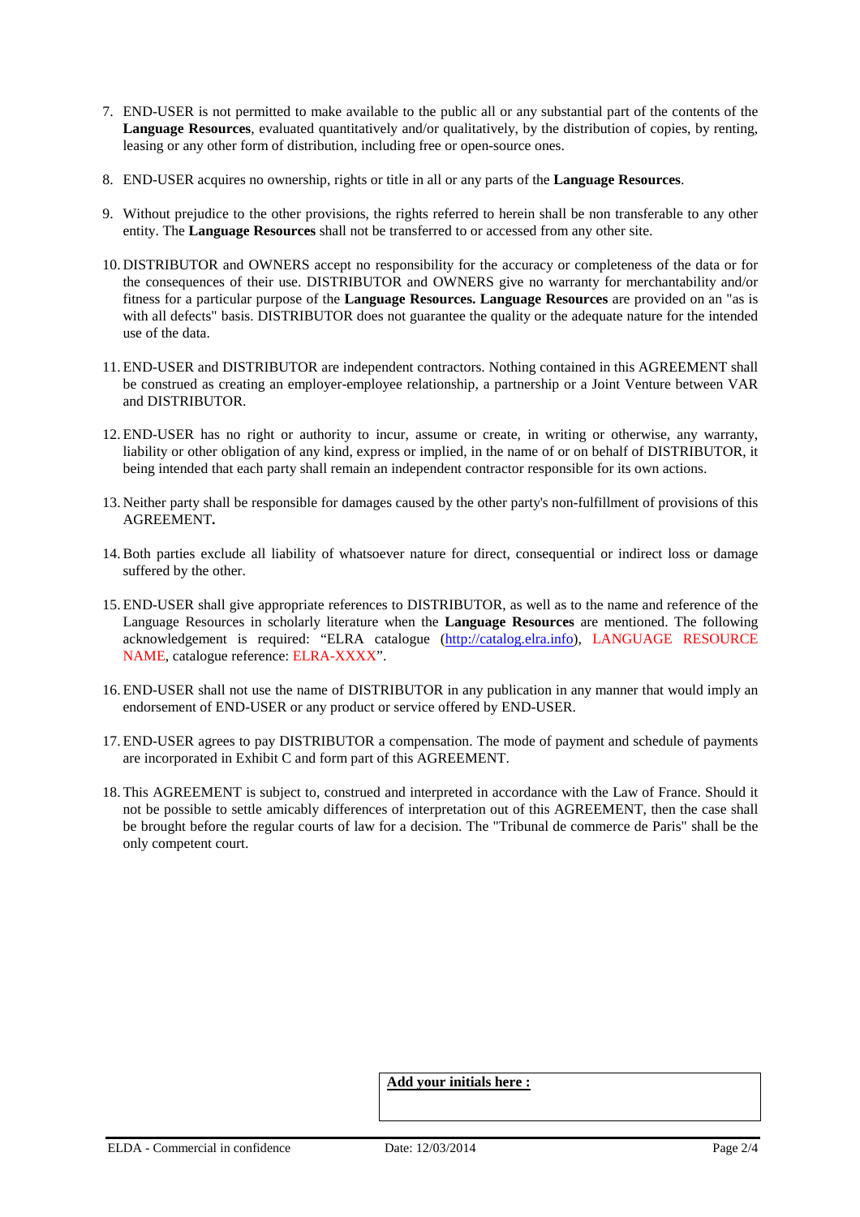7. END-USER is not permitted to make available to the public all or any substantial part of the contents of the **Language Resources**, evaluated quantitatively and/or qualitatively, by the distribution of copies, by renting, leasing or any other form of distribution, including free or open-source ones.

8. END-USER acquires no ownership, rights or title in all or any parts of the **Language Resources**.

9. Without prejudice to the other provisions, the rights referred to herein shall be non transferable to any other entity. The **Language Resources** shall not be transferred to or accessed from any other site.

10. DISTRIBUTOR and OWNERS accept no responsibility for the accuracy or completeness of the data or for the consequences of their use. DISTRIBUTOR and OWNERS give no warranty for merchantability and/or fitness for a particular purpose of the **Language Resources. Language Resources** are provided on an "as is with all defects" basis. DISTRIBUTOR does not guarantee the quality or the adequate nature for the intended use of the data.

11. END-USER and DISTRIBUTOR are independent contractors. Nothing contained in this AGREEMENT shall be construed as creating an employer-employee relationship, a partnership or a Joint Venture between VAR and DISTRIBUTOR.

12. END-USER has no right or authority to incur, assume or create, in writing or otherwise, any warranty, liability or other obligation of any kind, express or implied, in the name of or on behalf of DISTRIBUTOR, it being intended that each party shall remain an independent contractor responsible for its own actions.

13. Neither party shall be responsible for damages caused by the other party's non-fulfillment of provisions of this AGREEMENT**.**

14. Both parties exclude all liability of whatsoever nature for direct, consequential or indirect loss or damage suffered by the other.

15. END-USER shall give appropriate references to DISTRIBUTOR, as well as to the name and reference of the Language Resources in scholarly literature when the **Language Resources** are mentioned. The following acknowledgement is required: "ELRA catalogue (http://catalog.elra.info), LANGUAGE RESOURCE NAME, catalogue reference: ELRA-XXXX".

16. END-USER shall not use the name of DISTRIBUTOR in any publication in any manner that would imply an endorsement of END-USER or any product or service offered by END-USER.

17. END-USER agrees to pay DISTRIBUTOR a compensation. The mode of payment and schedule of payments are incorporated in Exhibit C and form part of this AGREEMENT.

18. This AGREEMENT is subject to, construed and interpreted in accordance with the Law of France. Should it not be possible to settle amicably differences of interpretation out of this AGREEMENT, then the case shall be brought before the regular courts of law for a decision. The "Tribunal de commerce de Paris" shall be the only competent court.

| **Add your initials here :** |
|---|
| |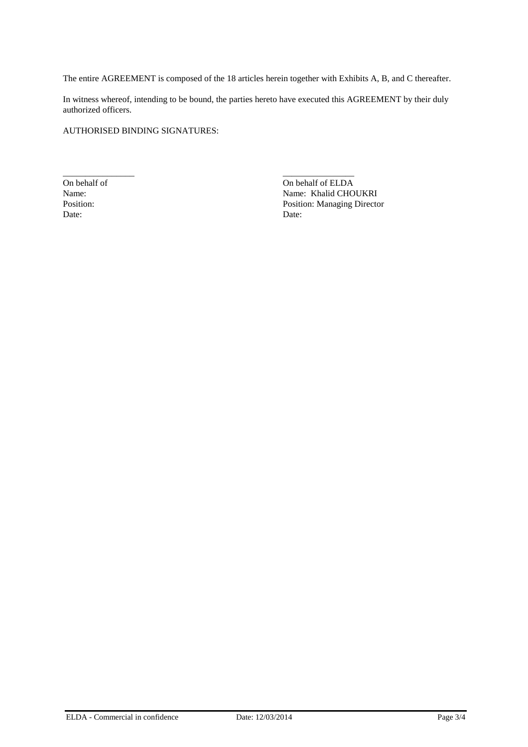The entire AGREEMENT is composed of the 18 articles herein together with Exhibits A, B, and C thereafter.

In witness whereof, intending to be bound, the parties hereto have executed this AGREEMENT by their duly authorized officers.

AUTHORISED BINDING SIGNATURES:

| ________________ | ________________ |
|---|---|
| On behalf of | On behalf of ELDA |
| Name: | Name: Khalid CHOUKRI |
| Position: | Position: Managing Director |
| Date: | Date: |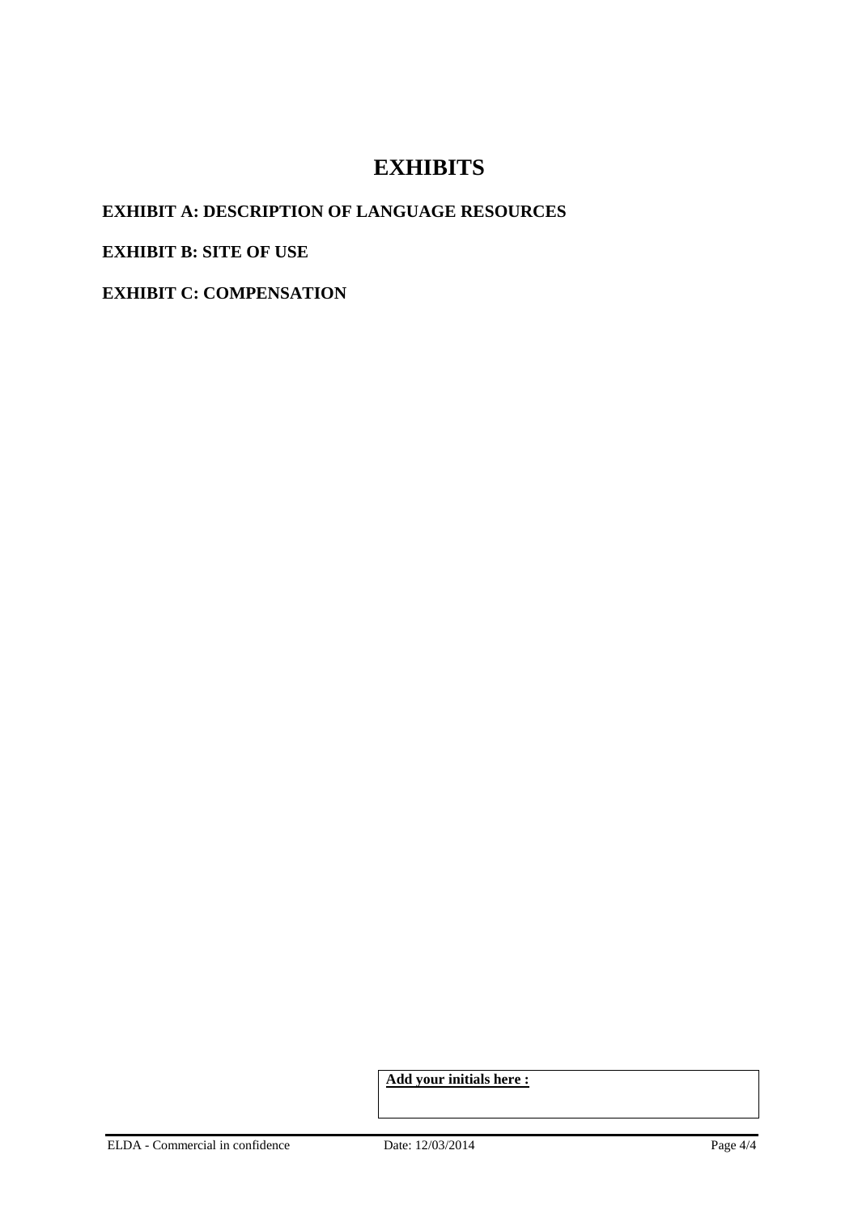# EXHIBITS

**EXHIBIT A: DESCRIPTION OF LANGUAGE RESOURCES**

**EXHIBIT B: SITE OF USE**

**EXHIBIT C: COMPENSATION**

**Add your initials here :**